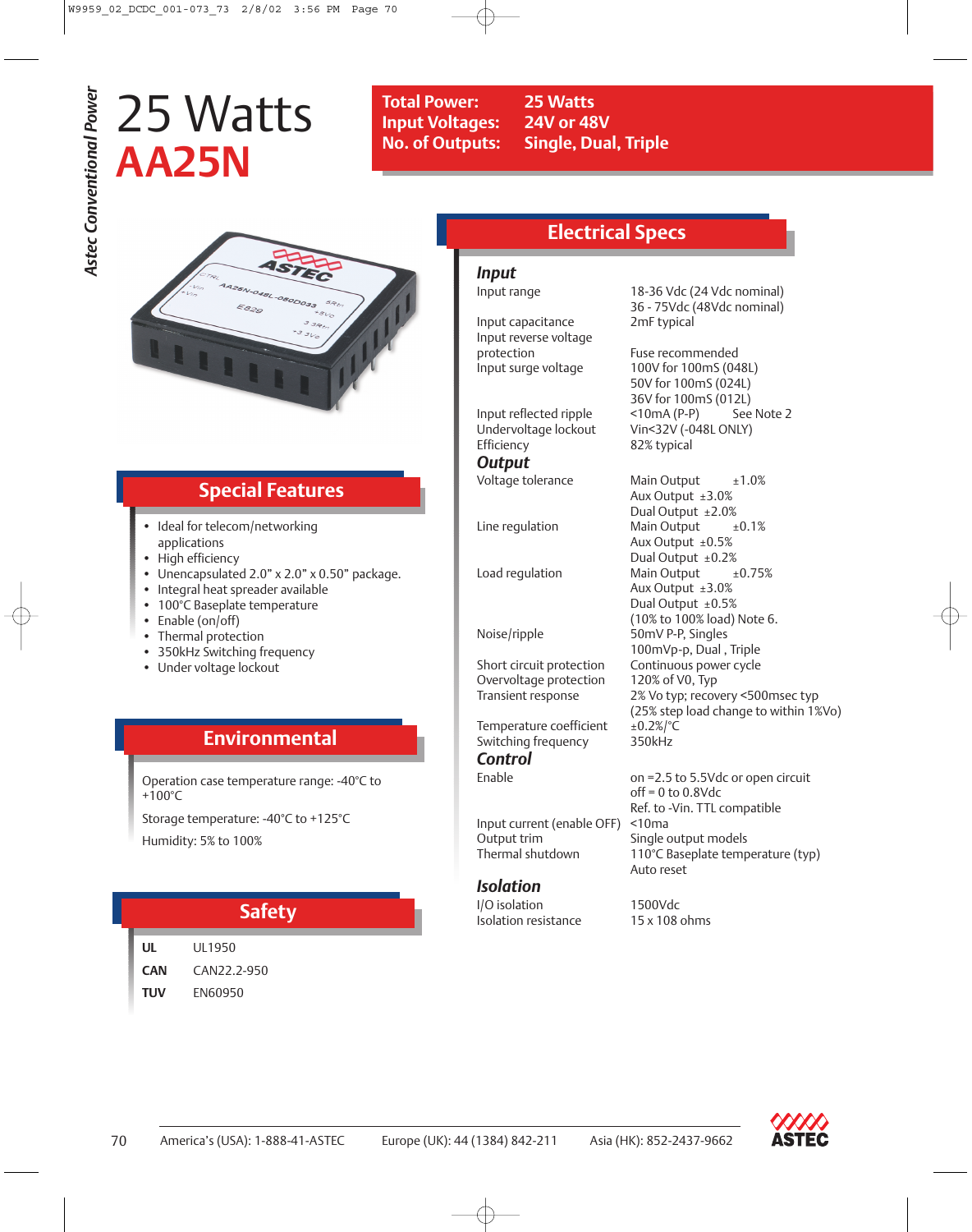Astec Conventional Power

# 25 Watts
# AA25N

**Total Power:** 25 Watts
**Input Voltages:** 24V or 48V
**No. of Outputs:** Single, Dual, Triple

## Special Features

- Ideal for telecom/networking applications
- High efficiency
- Unencapsulated 2.0” x 2.0” x 0.50” package.
- Integral heat spreader available
- 100°C Baseplate temperature
- Enable (on/off)
- Thermal protection
- 350kHz Switching frequency
- Under voltage lockout

## Environmental

Operation case temperature range: -40°C to +100°C

Storage temperature: -40°C to +125°C

Humidity: 5% to 100%

## Safety

| | |
|---|---|
| **UL** | UL1950 |
| **CAN** | CAN22.2-950 |
| **TUV** | EN60950 |

## Electrical Specs

### *Input*

| | |
|---|---|
| Input range | 18-36 Vdc (24 Vdc nominal)<br>36 - 75Vdc (48Vdc nominal) |
| Input capacitance | 2mF typical |
| Input reverse voltage protection | Fuse recommended |
| Input surge voltage | 100V for 100mS (048L)<br>50V for 100mS (024L)<br>36V for 100mS (012L) |
| Input reflected ripple | <10mA (P-P) See Note 2 |
| Undervoltage lockout | Vin<32V (-048L ONLY) |
| Efficiency | 82% typical |

### *Output*

| | |
|---|---|
| Voltage tolerance | Main Output ±1.0%<br>Aux Output ±3.0%<br>Dual Output ±2.0% |
| Line regulation | Main Output ±0.1%<br>Aux Output ±0.5%<br>Dual Output ±0.2% |
| Load regulation | Main Output ±0.75%<br>Aux Output ±3.0%<br>Dual Output ±0.5%<br>(10% to 100% load) Note 6. |
| Noise/ripple | 50mV P-P, Singles<br>100mVp-p, Dual , Triple |
| Short circuit protection | Continuous power cycle |
| Overvoltage protection | 120% of V0, Typ |
| Transient response | 2% Vo typ; recovery <500msec typ<br>(25% step load change to within 1%Vo) |
| Temperature coefficient | ±0.2%/°C |
| Switching frequency | 350kHz |

### *Control*

| | |
|---|---|
| Enable | on =2.5 to 5.5Vdc or open circuit<br>off = 0 to 0.8Vdc<br>Ref. to -Vin. TTL compatible |
| Input current (enable OFF) | <10ma |
| Output trim | Single output models |
| Thermal shutdown | 110°C Baseplate temperature (typ)<br>Auto reset |

### *Isolation*

| | |
|---|---|
| I/O isolation | 1500Vdc |
| Isolation resistance | 15 x 108 ohms |

America’s (USA): 1-888-41-ASTEC Europe (UK): 44 (1384) 842-211 Asia (HK): 852-2437-9662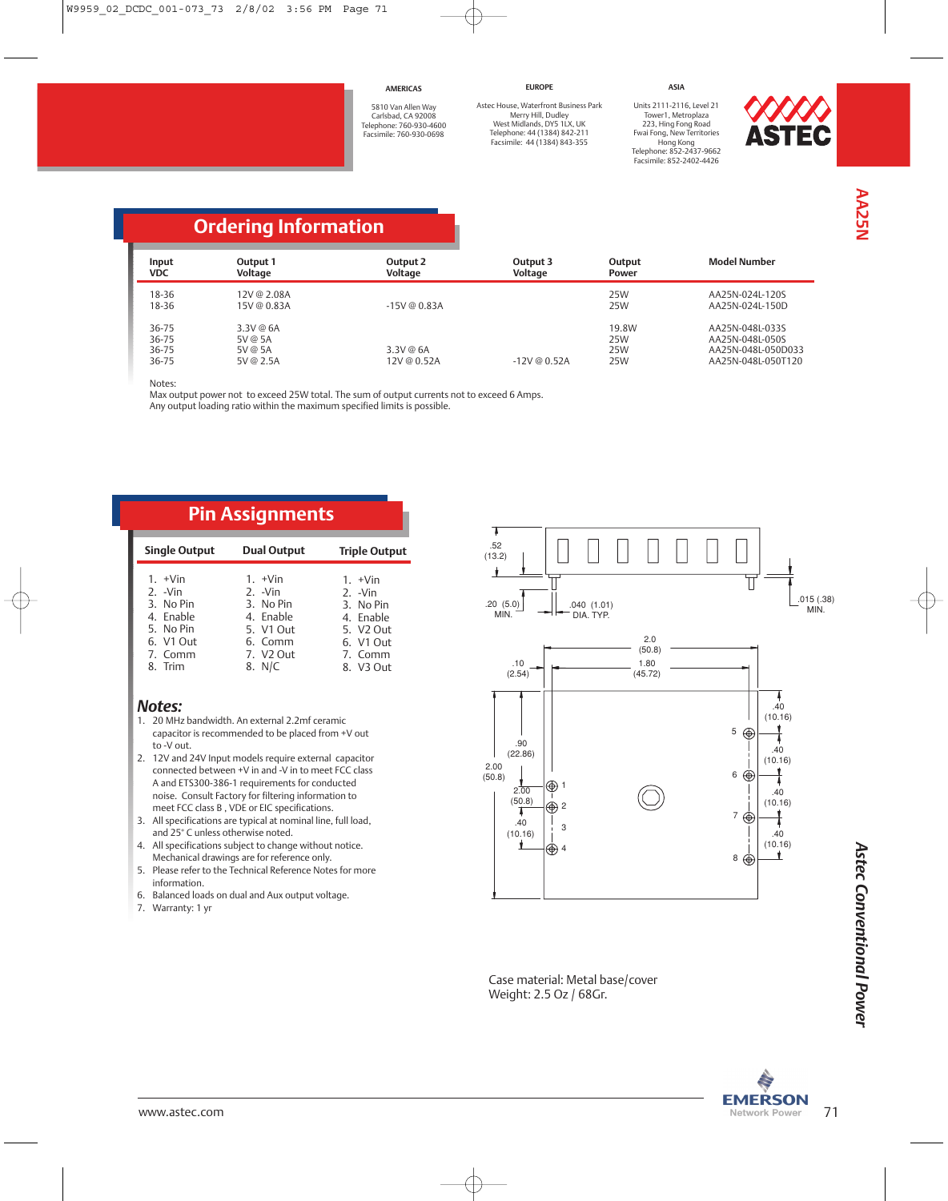**AMERICAS**
5810 Van Allen Way
Carlsbad, CA 92008
Telephone: 760-930-4600
Facsimile: 760-930-0698

**EUROPE**
Astec House, Waterfront Business Park
Merry Hill, Dudley
West Midlands, DY5 1LX, UK
Telephone: 44 (1384) 842-211
Facsimile: 44 (1384) 843-355

**ASIA**
Units 2111-2116, Level 21
Tower1, Metroplaza
223, Hing Fong Road
Fwai Fong, New Territories
Hong Kong
Telephone: 852-2437-9662
Facsimile: 852-2402-4426

ASTEC

AA25N

## Ordering Information

| Input VDC | Output 1 Voltage | Output 2 Voltage | Output 3 Voltage | Output Power | Model Number |
|---|---|---|---|---|---|
| 18-36 | 12V @ 2.08A | | | 25W | AA25N-024L-120S |
| 18-36 | 15V @ 0.83A | -15V @ 0.83A | | 25W | AA25N-024L-150D |
| 36-75 | 3.3V @ 6A | | | 19.8W | AA25N-048L-033S |
| 36-75 | 5V @ 5A | | | 25W | AA25N-048L-050S |
| 36-75 | 5V @ 5A | 3.3V @ 6A | | 25W | AA25N-048L-050D033 |
| 36-75 | 5V @ 2.5A | 12V @ 0.52A | -12V @ 0.52A | 25W | AA25N-048L-050T120 |

Notes:
Max output power not to exceed 25W total. The sum of output currents not to exceed 6 Amps.
Any output loading ratio within the maximum specified limits is possible.

## Pin Assignments

| Single Output | Dual Output | Triple Output |
|---|---|---|
| 1. +Vin | 1. +Vin | 1. +Vin |
| 2. -Vin | 2. -Vin | 2. -Vin |
| 3. No Pin | 3. No Pin | 3. No Pin |
| 4. Enable | 4. Enable | 4. Enable |
| 5. No Pin | 5. V1 Out | 5. V2 Out |
| 6. V1 Out | 6. Comm | 6. V1 Out |
| 7. Comm | 7. V2 Out | 7. Comm |
| 8. Trim | 8. N/C | 8. V3 Out |

### Notes:

1. 20 MHz bandwidth. An external 2.2mf ceramic capacitor is recommended to be placed from +V out to -V out.
2. 12V and 24V Input models require external capacitor connected between +V in and -V in to meet FCC class A and ETS300-386-1 requirements for conducted noise. Consult Factory for filtering information to meet FCC class B , VDE or EIC specifications.
3. All specifications are typical at nominal line, full load, and 25° C unless otherwise noted.
4. All specifications subject to change without notice. Mechanical drawings are for reference only.
5. Please refer to the Technical Reference Notes for more information.
6. Balanced loads on dual and Aux output voltage.
7. Warranty: 1 yr

.52 (13.2)
.20 (5.0) MIN.
.040 (1.01) DIA. TYP.
.015 (.38) MIN.
2.0 (50.8)
1.80 (45.72)
.10 (2.54)
.90 (22.86)
2.00 (50.8)
2.00 (50.8)
.40 (10.16)
.40 (10.16)
.40 (10.16)
.40 (10.16)
.40 (10.16)
1 2 3 4 5 6 7 8

Case material: Metal base/cover
Weight: 2.5 Oz / 68Gr.

Astec Conventional Power

www.astec.com

EMERSON Network Power